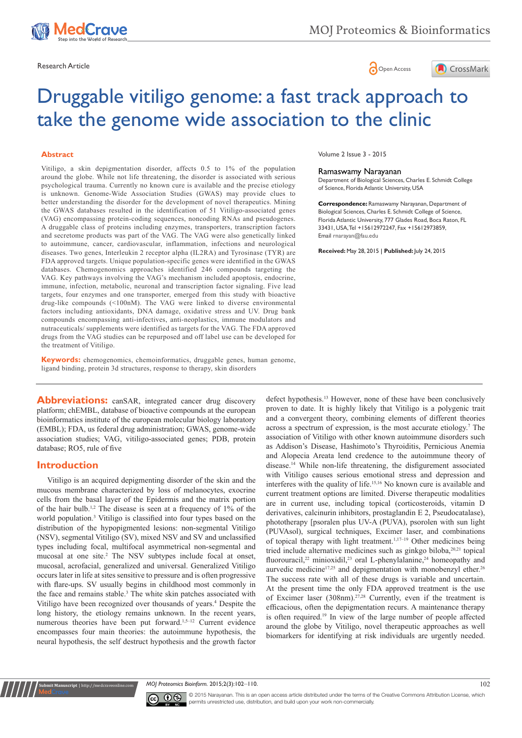Research Article

Open Access

# Druggable vitiligo genome: a fast track approach to take the genome wide association to the clinic

Volume 2 Issue 3 - 2015

Ramaswamy Narayanan

Department of Biological Sciences, Charles E. Schmidt College of Science, Florida Atlantic University, USA

**Correspondence:** Ramaswamy Narayanan, Department of Biological Sciences, Charles E. Schmidt College of Science, Florida Atlantic University, 777 Glades Road, Boca Raton, FL 33431, USA, Tel +15612972247, Fax +15612973859, Email rnarayan@fau.edu

**Received:** May 28, 2015 | **Published:** July 24, 2015

## Abstract

Vitiligo, a skin depigmentation disorder, affects 0.5 to 1% of the population around the globe. While not life threatening, the disorder is associated with serious psychological trauma. Currently no known cure is available and the precise etiology is unknown. Genome-Wide Association Studies (GWAS) may provide clues to better understanding the disorder for the development of novel therapeutics. Mining the GWAS databases resulted in the identification of 51 Vitiligo-associated genes (VAG) encompassing protein-coding sequences, noncoding RNAs and pseudogenes. A druggable class of proteins including enzymes, transporters, transcription factors and secretome products was part of the VAG. The VAG were also genetically linked to autoimmune, cancer, cardiovascular, inflammation, infections and neurological diseases. Two genes, Interleukin 2 receptor alpha (IL2RA) and Tyrosinase (TYR) are FDA approved targets. Unique population-specific genes were identified in the GWAS databases. Chemogenomics approaches identified 246 compounds targeting the VAG. Key pathways involving the VAG's mechanism included apoptosis, endocrine, immune, infection, metabolic, neuronal and transcription factor signaling. Five lead targets, four enzymes and one transporter, emerged from this study with bioactive drug-like compounds (<100nM). The VAG were linked to diverse environmental factors including antioxidants, DNA damage, oxidative stress and UV. Drug bank compounds encompassing anti-infectives, anti-neoplastics, immune modulators and nutraceuticals/ supplements were identified as targets for the VAG. The FDA approved drugs from the VAG studies can be repurposed and off label use can be developed for the treatment of Vitiligo.

**Keywords:** chemogenomics, chemoinformatics, druggable genes, human genome, ligand binding, protein 3d structures, response to therapy, skin disorders

**Abbreviations:** canSAR, integrated cancer drug discovery platform; chEMBL, database of bioactive compounds at the european bioinformatics institute of the european molecular biology laboratory (EMBL); FDA, us federal drug administration; GWAS, genome-wide association studies; VAG, vitiligo-associated genes; PDB, protein database; RO5, rule of five

## Introduction

Vitiligo is an acquired depigmenting disorder of the skin and the mucous membrane characterized by loss of melanocytes, exocrine cells from the basal layer of the Epidermis and the matrix portion of the hair bulb.[1,2] The disease is seen at a frequency of 1% of the world population.[3] Vitiligo is classified into four types based on the distribution of the hypopigmented lesions: non-segmental Vitiligo (NSV), segmental Vitiligo (SV), mixed NSV and SV and unclassified types including focal, multifocal asymmetrical non-segmental and mucosal at one site.[2] The NSV subtypes include focal at onset, mucosal, acrofacial, generalized and universal. Generalized Vitiligo occurs later in life at sites sensitive to pressure and is often progressive with flare-ups. SV usually begins in childhood most commonly in the face and remains stable.[3] The white skin patches associated with Vitiligo have been recognized over thousands of years.[4] Despite the long history, the etiology remains unknown. In the recent years, numerous theories have been put forward.[1,5–12] Current evidence encompasses four main theories: the autoimmune hypothesis, the neural hypothesis, the self destruct hypothesis and the growth factor defect hypothesis.[13] However, none of these have been conclusively proven to date. It is highly likely that Vitiligo is a polygenic trait and a convergent theory, combining elements of different theories across a spectrum of expression, is the most accurate etiology.[7] The association of Vitiligo with other known autoimmune disorders such as Addison's Disease, Hashimoto's Thyroiditis, Pernicious Anemia and Alopecia Areata lend credence to the autoimmune theory of disease.[14] While non-life threatening, the disfigurement associated with Vitiligo causes serious emotional stress and depression and interferes with the quality of life.[15,16] No known cure is available and current treatment options are limited. Diverse therapeutic modalities are in current use, including topical (corticosteroids, vitamin D derivatives, calcinurin inhibitors, prostaglandin E 2, Pseudocatalase), phototherapy [psoralen plus UV-A (PUVA), psorolen with sun light (PUVAsol), surgical techniques, Excimer laser, and combinations of topical therapy with light treatment.[1,17–19] Other medicines being tried include alternative medicines such as ginkgo biloba,[20,21] topical fluorouracil,[22] minioxidil,[23] oral L-phenylalanine,[24] homeopathy and aurvedic medicine[17,25] and depigmentation with monobenzyl ether.[26] The success rate with all of these drugs is variable and uncertain. At the present time the only FDA approved treatment is the use of Excimer laser (308nm).[27,28] Currently, even if the treatment is efficacious, often the depigmentation recurs. A maintenance therapy is often required.[19] In view of the large number of people affected around the globe by Vitiligo, novel therapeutic approaches as well biomarkers for identifying at risk individuals are urgently needed.

©2015 Narayanan. This is an open access article distributed under the terms of the Creative Commons Attribution License, which permits unrestricted use, distribution, and build upon your work non-commercially.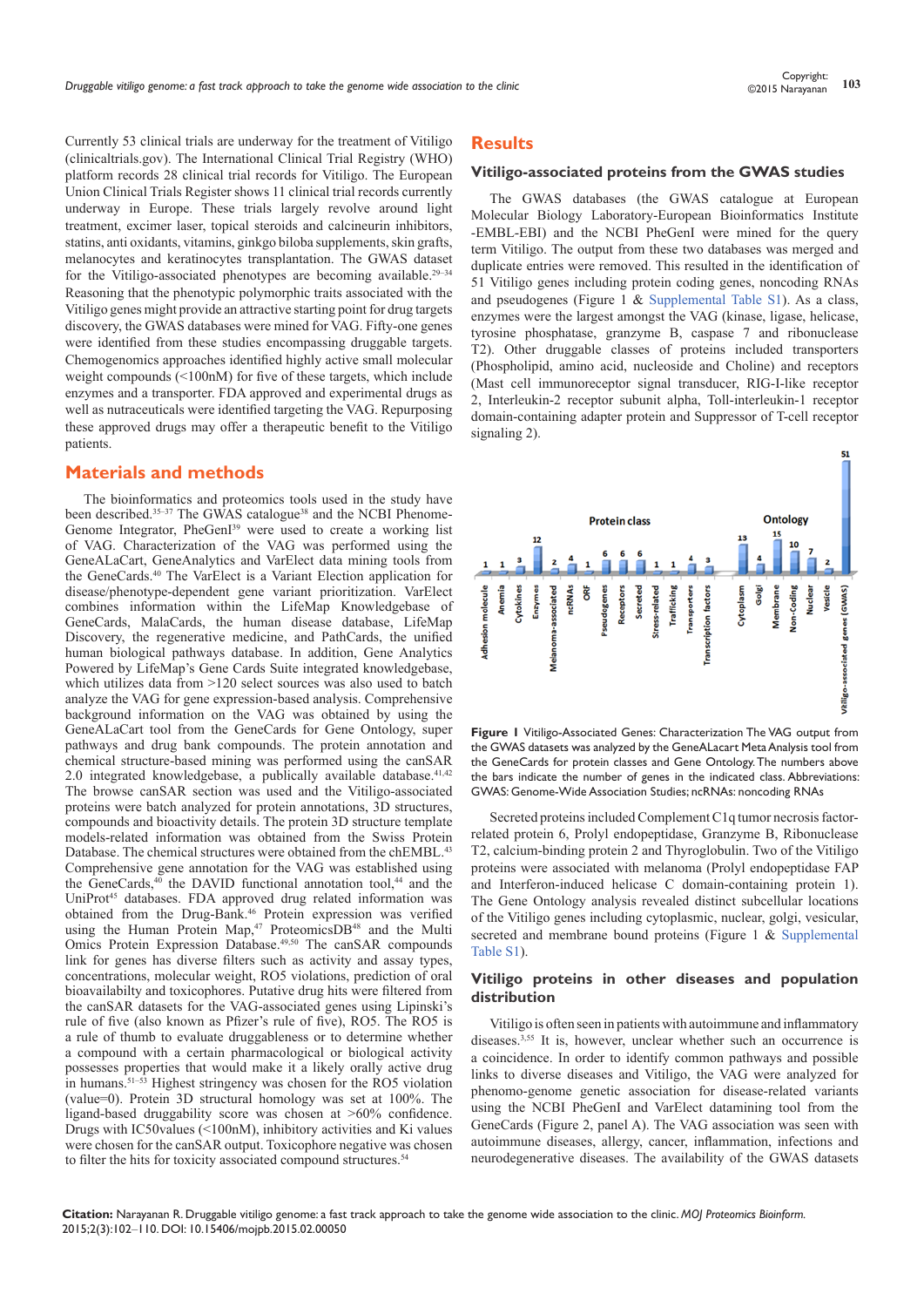Currently 53 clinical trials are underway for the treatment of Vitiligo (clinicaltrials.gov). The International Clinical Trial Registry (WHO) platform records 28 clinical trial records for Vitiligo. The European Union Clinical Trials Register shows 11 clinical trial records currently underway in Europe. These trials largely revolve around light treatment, excimer laser, topical steroids and calcineurin inhibitors, statins, anti oxidants, vitamins, ginkgo biloba supplements, skin grafts, melanocytes and keratinocytes transplantation. The GWAS dataset for the Vitiligo-associated phenotypes are becoming available.[29–34] Reasoning that the phenotypic polymorphic traits associated with the Vitiligo genes might provide an attractive starting point for drug targets discovery, the GWAS databases were mined for VAG. Fifty-one genes were identified from these studies encompassing druggable targets. Chemogenomics approaches identified highly active small molecular weight compounds (<100nM) for five of these targets, which include enzymes and a transporter. FDA approved and experimental drugs as well as nutraceuticals were identified targeting the VAG. Repurposing these approved drugs may offer a therapeutic benefit to the Vitiligo patients.

## Materials and methods

The bioinformatics and proteomics tools used in the study have been described.[35–37] The GWAS catalogue[38] and the NCBI Phenome-Genome Integrator, PheGenI[39] were used to create a working list of VAG. Characterization of the VAG was performed using the GeneALaCart, GeneAnalytics and VarElect data mining tools from the GeneCards.[40] The VarElect is a Variant Election application for disease/phenotype-dependent gene variant prioritization. VarElect combines information within the LifeMap Knowledgebase of GeneCards, MalaCards, the human disease database, LifeMap Discovery, the regenerative medicine, and PathCards, the unified human biological pathways database. In addition, Gene Analytics Powered by LifeMap's Gene Cards Suite integrated knowledgebase, which utilizes data from >120 select sources was also used to batch analyze the VAG for gene expression-based analysis. Comprehensive background information on the VAG was obtained by using the GeneALaCart tool from the GeneCards for Gene Ontology, super pathways and drug bank compounds. The protein annotation and chemical structure-based mining was performed using the canSAR 2.0 integrated knowledgebase, a publically available database.[41,42] The browse canSAR section was used and the Vitiligo-associated proteins were batch analyzed for protein annotations, 3D structures, compounds and bioactivity details. The protein 3D structure template models-related information was obtained from the Swiss Protein Database. The chemical structures were obtained from the chEMBL.[43] Comprehensive gene annotation for the VAG was established using the GeneCards,[40] the DAVID functional annotation tool,[44] and the UniProt[45] databases. FDA approved drug related information was obtained from the Drug-Bank.[46] Protein expression was verified using the Human Protein Map,[47] ProteomicsDB[48] and the Multi Omics Protein Expression Database.[49,50] The canSAR compounds link for genes has diverse filters such as activity and assay types, concentrations, molecular weight, RO5 violations, prediction of oral bioavailabilty and toxicophores. Putative drug hits were filtered from the canSAR datasets for the VAG-associated genes using Lipinski's rule of five (also known as Pfizer's rule of five), RO5. The RO5 is a rule of thumb to evaluate druggableness or to determine whether a compound with a certain pharmacological or biological activity possesses properties that would make it a likely orally active drug in humans.[51–53] Highest stringency was chosen for the RO5 violation (value=0). Protein 3D structural homology was set at 100%. The ligand-based druggability score was chosen at >60% confidence. Drugs with IC50values (<100nM), inhibitory activities and Ki values were chosen for the canSAR output. Toxicophore negative was chosen to filter the hits for toxicity associated compound structures.[54]

## Results

### Vitiligo-associated proteins from the GWAS studies

The GWAS databases (the GWAS catalogue at European Molecular Biology Laboratory-European Bioinformatics Institute -EMBL-EBI) and the NCBI PheGenI were mined for the query term Vitiligo. The output from these two databases was merged and duplicate entries were removed. This resulted in the identification of 51 Vitiligo genes including protein coding genes, noncoding RNAs and pseudogenes (Figure 1 & Supplemental Table S1). As a class, enzymes were the largest amongst the VAG (kinase, ligase, helicase, tyrosine phosphatase, granzyme B, caspase 7 and ribonuclease T2). Other druggable classes of proteins included transporters (Phospholipid, amino acid, nucleoside and Choline) and receptors (Mast cell immunoreceptor signal transducer, RIG-I-like receptor 2, Interleukin-2 receptor subunit alpha, Toll-interleukin-1 receptor domain-containing adapter protein and Suppressor of T-cell receptor signaling 2).

**Figure 1** Vitiligo-Associated Genes: Characterization The VAG output from the GWAS datasets was analyzed by the GeneALacart Meta Analysis tool from the GeneCards for protein classes and Gene Ontology. The numbers above the bars indicate the number of genes in the indicated class. Abbreviations: GWAS: Genome-Wide Association Studies; ncRNAs: noncoding RNAs

Secreted proteins included Complement C1q tumor necrosis factor-related protein 6, Prolyl endopeptidase, Granzyme B, Ribonuclease T2, calcium-binding protein 2 and Thyroglobulin. Two of the Vitiligo proteins were associated with melanoma (Prolyl endopeptidase FAP and Interferon-induced helicase C domain-containing protein 1). The Gene Ontology analysis revealed distinct subcellular locations of the Vitiligo genes including cytoplasmic, nuclear, golgi, vesicular, secreted and membrane bound proteins (Figure 1 & Supplemental Table S1).

### Vitiligo proteins in other diseases and population distribution

Vitiligo is often seen in patients with autoimmune and inflammatory diseases.[3,55] It is, however, unclear whether such an occurrence is a coincidence. In order to identify common pathways and possible links to diverse diseases and Vitiligo, the VAG were analyzed for phenomo-genome genetic association for disease-related variants using the NCBI PheGenI and VarElect datamining tool from the GeneCards (Figure 2, panel A). The VAG association was seen with autoimmune diseases, allergy, cancer, inflammation, infections and neurodegenerative diseases. The availability of the GWAS datasets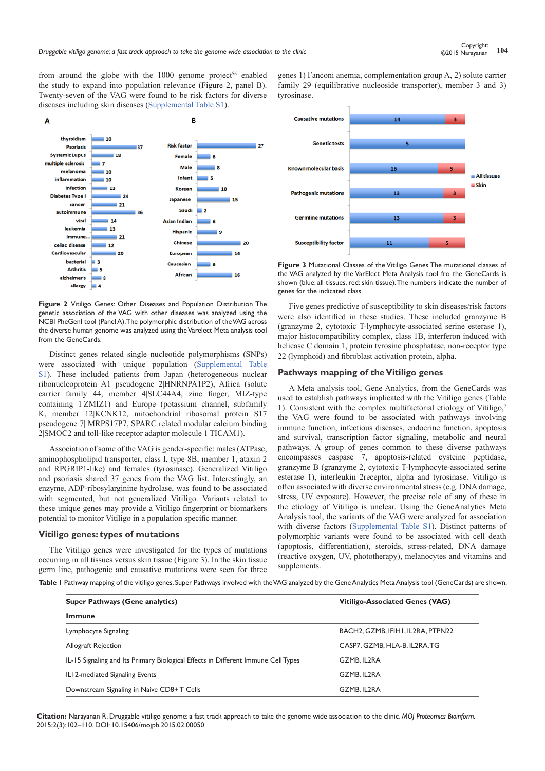from around the globe with the 1000 genome project[56] enabled the study to expand into population relevance (Figure 2, panel B). Twenty-seven of the VAG were found to be risk factors for diverse diseases including skin diseases (Supplemental Table S1).

**Figure 2** Vitiligo Genes: Other Diseases and Population Distribution The genetic association of the VAG with other diseases was analyzed using the NCBI PheGenI tool (Panel A). The polymorphic distribution of the VAG across the diverse human genome was analyzed using the Varelect Meta analysis tool from the GeneCards.

Distinct genes related single nucleotide polymorphisms (SNPs) were associated with unique population (Supplemental Table S1). These included patients from Japan (heterogeneous nuclear ribonucleoprotein A1 pseudogene 2|HNRNPA1P2), Africa (solute carrier family 44, member 4|SLC44A4, zinc finger, MIZ-type containing 1|ZMIZ1) and Europe (potassium channel, subfamily K, member 12|KCNK12, mitochondrial ribosomal protein S17 pseudogene 7| MRPS17P7, SPARC related modular calcium binding 2|SMOC2 and toll-like receptor adaptor molecule 1|TICAM1).

Association of some of the VAG is gender-specific: males (ATPase, aminophospholipid transporter, class I, type 8B, member 1, ataxin 2 and RPGRIP1-like) and females (tyrosinase). Generalized Vitiligo and psoriasis shared 37 genes from the VAG list. Interestingly, an enzyme, ADP-ribosylarginine hydrolase, was found to be associated with segmented, but not generalized Vitiligo. Variants related to these unique genes may provide a Vitiligo fingerprint or biomarkers potential to monitor Vitiligo in a population specific manner.

## Vitiligo genes: types of mutations

The Vitiligo genes were investigated for the types of mutations occurring in all tissues versus skin tissue (Figure 3). In the skin tissue germ line, pathogenic and causative mutations were seen for three genes 1) Fanconi anemia, complementation group A, 2) solute carrier family 29 (equilibrative nucleoside transporter), member 3 and 3) tyrosinase.

**Figure 3** Mutational Classes of the Vitiligo Genes The mutational classes of the VAG analyzed by the VarElect Meta Analysis tool fro the GeneCards is shown (blue: all tissues, red: skin tissue). The numbers indicate the number of genes for the indicated class.

Five genes predictive of susceptibility to skin diseases/risk factors were also identified in these studies. These included granzyme B (granzyme 2, cytotoxic T-lymphocyte-associated serine esterase 1), major histocompatibility complex, class 1B, interferon induced with helicase C domain 1, protein tyrosine phosphatase, non-receptor type 22 (lymphoid) and fibroblast activation protein, alpha.

## Pathways mapping of the Vitiligo genes

A Meta analysis tool, Gene Analytics, from the GeneCards was used to establish pathways implicated with the Vitiligo genes (Table 1). Consistent with the complex multifactorial etiology of Vitiligo,[7] the VAG were found to be associated with pathways involving immune function, infectious diseases, endocrine function, apoptosis and survival, transcription factor signaling, metabolic and neural pathways. A group of genes common to these diverse pathways encompasses caspase 7, apoptosis-related cysteine peptidase, granzyme B (granzyme 2, cytotoxic T-lymphocyte-associated serine esterase 1), interleukin 2receptor, alpha and tyrosinase. Vitiligo is often associated with diverse environmental stress (e.g. DNA damage, stress, UV exposure). However, the precise role of any of these in the etiology of Vitiligo is unclear. Using the GeneAnalytics Meta Analysis tool, the variants of the VAG were analyzed for association with diverse factors (Supplemental Table S1). Distinct patterns of polymorphic variants were found to be associated with cell death (apoptosis, differentiation), steroids, stress-related, DNA damage (reactive oxygen, UV, phototherapy), melanocytes and vitamins and supplements.

**Table 1** Pathway mapping of the vitiligo genes. Super Pathways involved with the VAG analyzed by the Gene Analytics Meta Analysis tool (GeneCards) are shown.

| Super Pathways (Gene analytics) | Vitiligo-Associated Genes (VAG) |
|---|---|
| **Immune** | |
| Lymphocyte Signaling | BACH2, GZMB, IFIH1, IL2RA, PTPN22 |
| Allograft Rejection | CASP7, GZMB, HLA-B, IL2RA, TG |
| IL-15 Signaling and Its Primary Biological Effects in Different Immune Cell Types | GZMB, IL2RA |
| IL12-mediated Signaling Events | GZMB, IL2RA |
| Downstream Signaling in Naive CD8+ T Cells | GZMB, IL2RA |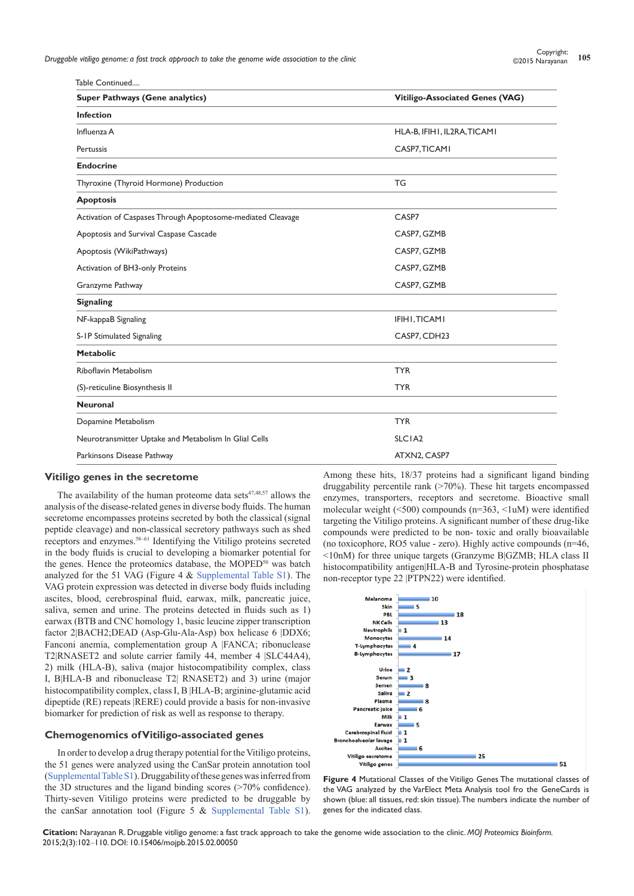Table Continued....

| Super Pathways (Gene analytics) | Vitiligo-Associated Genes (VAG) |
|---|---|
| **Infection** | |
| Influenza A | HLA-B, IFIH1, IL2RA, TICAM1 |
| Pertussis | CASP7, TICAM1 |
| **Endocrine** | |
| Thyroxine (Thyroid Hormone) Production | TG |
| **Apoptosis** | |
| Activation of Caspases Through Apoptosome-mediated Cleavage | CASP7 |
| Apoptosis and Survival Caspase Cascade | CASP7, GZMB |
| Apoptosis (WikiPathways) | CASP7, GZMB |
| Activation of BH3-only Proteins | CASP7, GZMB |
| Granzyme Pathway | CASP7, GZMB |
| **Signaling** | |
| NF-kappaB Signaling | IFIH1, TICAM1 |
| S-1P Stimulated Signaling | CASP7, CDH23 |
| **Metabolic** | |
| Riboflavin Metabolism | TYR |
| (S)-reticuline Biosynthesis II | TYR |
| **Neuronal** | |
| Dopamine Metabolism | TYR |
| Neurotransmitter Uptake and Metabolism In Glial Cells | SLC1A2 |
| Parkinsons Disease Pathway | ATXN2, CASP7 |

## Vitiligo genes in the secretome

The availability of the human proteome data sets[47,48,57] allows the analysis of the disease-related genes in diverse body fluids. The human secretome encompasses proteins secreted by both the classical (signal peptide cleavage) and non-classical secretory pathways such as shed receptors and enzymes.[58–61] Identifying the Vitiligo proteins secreted in the body fluids is crucial to developing a biomarker potential for the genes. Hence the proteomics database, the MOPED[50] was batch analyzed for the 51 VAG (Figure 4 & Supplemental Table S1). The VAG protein expression was detected in diverse body fluids including ascites, blood, cerebrospinal fluid, earwax, milk, pancreatic juice, saliva, semen and urine. The proteins detected in fluids such as 1) earwax (BTB and CNC homology 1, basic leucine zipper transcription factor 2|BACH2;DEAD (Asp-Glu-Ala-Asp) box helicase 6 |DDX6; Fanconi anemia, complementation group A |FANCA; ribonuclease T2|RNASET2 and solute carrier family 44, member 4 |SLC44A4), 2) milk (HLA-B), saliva (major histocompatibility complex, class I, B|HLA-B and ribonuclease T2| RNASET2) and 3) urine (major histocompatibility complex, class I, B |HLA-B; arginine-glutamic acid dipeptide (RE) repeats |RERE) could provide a basis for non-invasive biomarker for prediction of risk as well as response to therapy.

## Chemogenomics of Vitiligo-associated genes

In order to develop a drug therapy potential for the Vitiligo proteins, the 51 genes were analyzed using the CanSar protein annotation tool (Supplemental Table S1). Druggability of these genes was inferred from the 3D structures and the ligand binding scores (>70% confidence). Thirty-seven Vitiligo proteins were predicted to be druggable by the canSar annotation tool (Figure 5 & Supplemental Table S1). Among these hits, 18/37 proteins had a significant ligand binding druggability percentile rank (>70%). These hit targets encompassed enzymes, transporters, receptors and secretome. Bioactive small molecular weight (<500) compounds (n=363, <1uM) were identified targeting the Vitiligo proteins. A significant number of these drug-like compounds were predicted to be non- toxic and orally bioavailable (no toxicophore, RO5 value - zero). Highly active compounds (n=46, <10nM) for three unique targets (Granzyme B|GZMB; HLA class II histocompatibility antigen|HLA-B and Tyrosine-protein phosphatase non-receptor type 22 |PTPN22) were identified.

**Figure 4** Mutational Classes of the Vitiligo Genes The mutational classes of the VAG analyzed by the VarElect Meta Analysis tool fro the GeneCards is shown (blue: all tissues, red: skin tissue). The numbers indicate the number of genes for the indicated class.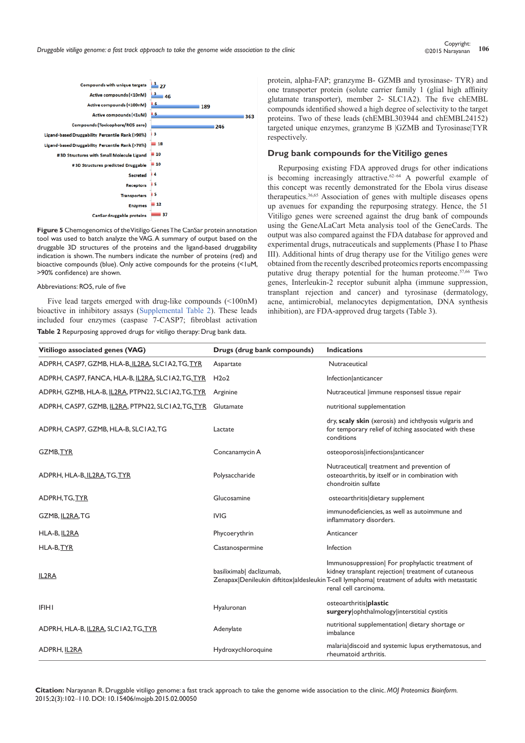| Category | Proteins (red) | Compounds (blue) |
|---|---|---|
| Compounds with unique targets | 3 | 27 |
| Active compounds (<10nM) | 3 | 46 |
| Active compounds (<100nM) | 6 | 189 |
| Active compounds (<1uM) | 6 | 363 |
| Compounds (Toxicophore/RO5 zero) | | 246 |
| Ligand-based Druggability Percentile Rank (>90%) | 3 | |
| Ligand-based Druggability Percentile Rank (>70%) | 18 | |
| #3D Structures with Small Molecule Ligand | 10 | |
| #3D Structures predicted Druggable | 10 | |
| Secreted | 4 | |
| Receptors | 5 | |
| Transporters | 5 | |
| Enzymes | 12 | |
| CanSar druggable proteins | 37 | |

**Figure 5** Chemogenomics of the Vitiligo Genes The CanSar protein annotation tool was used to batch analyze the VAG. A summary of output based on the druggable 3D structures of the proteins and the ligand-based druggability indication is shown. The numbers indicate the number of proteins (red) and bioactive compounds (blue). Only active compounds for the proteins (<1uM, >90% confidence) are shown.

Abbreviations: RO5, rule of five

Five lead targets emerged with drug-like compounds (<100nM) bioactive in inhibitory assays (Supplemental Table 2). These leads included four enzymes (caspase 7-CASP7; fibroblast activation protein, alpha-FAP; granzyme B- GZMB and tyrosinase- TYR) and one transporter protein (solute carrier family 1 (glial high affinity glutamate transporter), member 2- SLC1A2). The five chEMBL compounds identified showed a high degree of selectivity to the target proteins. Two of these leads (chEMBL303944 and chEMBL24152) targeted unique enzymes, granzyme B |GZMB and Tyrosinase|TYR respectively.

## Drug bank compounds for the Vitiligo genes

Repurposing existing FDA approved drugs for other indications is becoming increasingly attractive.[62–64] A powerful example of this concept was recently demonstrated for the Ebola virus disease therapeutics.[36,65] Association of genes with multiple diseases opens up avenues for expanding the repurposing strategy. Hence, the 51 Vitiligo genes were screened against the drug bank of compounds using the GeneALaCart Meta analysis tool of the GeneCards. The output was also compared against the FDA database for approved and experimental drugs, nutraceuticals and supplements (Phase I to Phase III). Additional hints of drug therapy use for the Vitiligo genes were obtained from the recently described proteomics reports encompassing putative drug therapy potential for the human proteome.[57,66] Two genes, Interleukin-2 receptor subunit alpha (immune suppression, transplant rejection and cancer) and tyrosinase (dermatology, acne, antimicrobial, melanocytes depigmentation, DNA synthesis inhibition), are FDA-approved drug targets (Table 3).

**Table 2** Repurposing approved drugs for vitiligo therapy: Drug bank data.

| Vitiliogo associated genes (VAG) | Drugs (drug bank compounds) | Indications |
|---|---|---|
| ADPRH, CASP7, GZMB, HLA-B, IL2RA, SLC1A2, TG, TYR | Aspartate | Nutraceutical |
| ADPRH, CASP7, FANCA, HLA-B, IL2RA, SLC1A2, TG, TYR | H2o2 | Infection\|anticancer |
| ADPRH, GZMB, HLA-B, IL2RA, PTPN22, SLC1A2, TG, TYR | Arginine | Nutraceutical \|immune responsesl tissue repair |
| ADPRH, CASP7, GZMB, IL2RA, PTPN22, SLC1A2, TG, TYR | Glutamate | nutritional supplementation |
| ADPRH, CASP7, GZMB, HLA-B, SLC1A2, TG | Lactate | dry, **scaly skin** (xerosis) and ichthyosis vulgaris and for temporary relief of itching associated with these conditions |
| GZMB, TYR | Concanamycin A | osteoporosis\|infections\|anticancer |
| ADPRH, HLA-B, IL2RA, TG, TYR | Polysaccharide | Nutraceutical\| treatment and prevention of osteoarthritis, by itself or in combination with chondroitin sulfate |
| ADPRH, TG, TYR | Glucosamine | osteoarthritis\|dietary supplement |
| GZMB, IL2RA, TG | IVIG | immunodeficiencies, as well as autoimmune and inflammatory disorders. |
| HLA-B, IL2RA | Phycoerythrin | Anticancer |
| HLA-B, TYR | Castanospermine | Infection |
| IL2RA | basiliximab\| daclizumab, Zenapax\|Denileukin diftitox\|aldesleukin | Immunosuppression\| For prophylactic treatment of kidney transplant rejection\| treatment of cutaneous T-cell lymphoma\| treatment of adults with metastatic renal cell carcinoma. |
| IFIH1 | Hyaluronan | osteoarthritis\|**plastic surgery**\|ophthalmology\|interstitial cystitis |
| ADPRH, HLA-B, IL2RA, SLC1A2, TG, TYR | Adenylate | nutritional supplementation\| dietary shortage or imbalance |
| ADPRH, IL2RA | Hydroxychloroquine | malaria\|discoid and systemic lupus erythematosus, and rheumatoid arthritis. |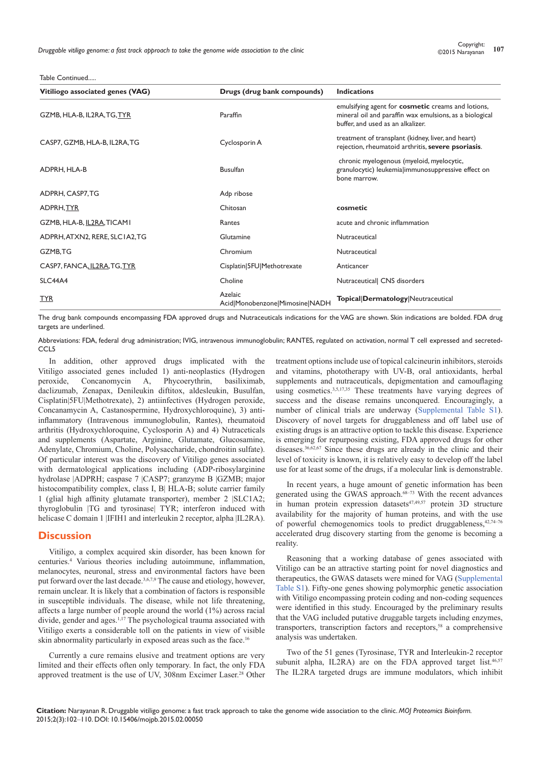Table Continued.....

| Vitiliogo associated genes (VAG) | Drugs (drug bank compounds) | Indications |
|---|---|---|
| GZMB, HLA-B, IL2RA, TG, TYR | Paraffin | emulsifying agent for **cosmetic** creams and lotions, mineral oil and paraffin wax emulsions, as a biological buffer, and used as an alkalizer. |
| CASP7, GZMB, HLA-B, IL2RA, TG | Cyclosporin A | treatment of transplant (kidney, liver, and heart) rejection, rheumatoid arthritis, **severe psoriasis**. |
| ADPRH, HLA-B | Busulfan | chronic myelogenous (myeloid, myelocytic, granulocytic) leukemia\|immunosuppressive effect on bone marrow. |
| ADPRH, CASP7, TG | Adp ribose | |
| ADPRH, TYR | Chitosan | **cosmetic** |
| GZMB, HLA-B, IL2RA, TICAM1 | Rantes | acute and chronic inflammation |
| ADPRH, ATXN2, RERE, SLC1A2, TG | Glutamine | Nutraceutical |
| GZMB, TG | Chromium | Nutraceutical |
| CASP7, FANCA, IL2RA, TG, TYR | Cisplatin\|5FU\|Methotrexate | Anticancer |
| SLC44A4 | Choline | Nutraceutical\| CNS disorders |
| TYR | Azelaic Acid\|Monobenzone\|Mimosine\|NADH | **Topical\|Dermatology**\|Neutreaceutical |

The drug bank compounds encompassing FDA approved drugs and Nutraceuticals indications for the VAG are shown. Skin indications are bolded. FDA drug targets are underlined.

Abbreviations: FDA, federal drug administration; IVIG, intravenous immunoglobulin; RANTES, regulated on activation, normal T cell expressed and secreted-CCL5

In addition, other approved drugs implicated with the Vitiligo associated genes included 1) anti-neoplastics (Hydrogen peroxide, Concanomycin A, Phycoerythrin, basiliximab, daclizumab, Zenapax, Denileukin diftitox, aldesleukin, Busulfan, Cisplatin|5FU|Methotrexate), 2) antiinfectives (Hydrogen peroxide, Concanamycin A, Castanospermine, Hydroxychloroquine), 3) anti-inflammatory (Intravenous immunoglobulin, Rantes), rheumatoid arthritis (Hydroxychloroquine, Cyclosporin A) and 4) Nutraceticals and supplements (Aspartate, Arginine, Glutamate, Glucosamine, Adenylate, Chromium, Choline, Polysaccharide, chondroitin sulfate). Of particular interest was the discovery of Vitiligo genes associated with dermatological applications including (ADP-ribosylarginine hydrolase |ADPRH; caspase 7 |CASP7; granzyme B |GZMB; major histocompatibility complex, class I, B| HLA-B; solute carrier family 1 (glial high affinity glutamate transporter), member 2 |SLC1A2; thyroglobulin |TG and tyrosinase| TYR; interferon induced with helicase C domain 1 |IFIH1 and interleukin 2 receptor, alpha |IL2RA).

## Discussion

Vitiligo, a complex acquired skin disorder, has been known for centuries.[4] Various theories including autoimmune, inflammation, melanocytes, neuronal, stress and environmental factors have been put forward over the last decade.[3,6,7,9] The cause and etiology, however, remain unclear. It is likely that a combination of factors is responsible in susceptible individuals. The disease, while not life threatening, affects a large number of people around the world (1%) across racial divide, gender and ages.[1,17] The psychological trauma associated with Vitiligo exerts a considerable toll on the patients in view of visible skin abnormality particularly in exposed areas such as the face.[16]

Currently a cure remains elusive and treatment options are very limited and their effects often only temporary. In fact, the only FDA approved treatment is the use of UV, 308nm Excimer Laser.[28] Other treatment options include use of topical calcineurin inhibitors, steroids and vitamins, phototherapy with UV-B, oral antioxidants, herbal supplements and nutraceuticals, depigmentation and camouflaging using cosmetics.[3,5,17,35] These treatments have varying degrees of success and the disease remains unconquered. Encouragingly, a number of clinical trials are underway (Supplemental Table S1). Discovery of novel targets for druggableness and off label use of existing drugs is an attractive option to tackle this disease. Experience is emerging for repurposing existing, FDA approved drugs for other diseases.[36,62,67] Since these drugs are already in the clinic and their level of toxicity is known, it is relatively easy to develop off the label use for at least some of the drugs, if a molecular link is demonstrable.

In recent years, a huge amount of genetic information has been generated using the GWAS approach.[68–73] With the recent advances in human protein expression datasets[47,49,57] protein 3D structure availability for the majority of human proteins, and with the use of powerful chemogenomics tools to predict druggableness,[42,74–76] accelerated drug discovery starting from the genome is becoming a reality.

Reasoning that a working database of genes associated with Vitiligo can be an attractive starting point for novel diagnostics and therapeutics, the GWAS datasets were mined for VAG (Supplemental Table S1). Fifty-one genes showing polymorphic genetic association with Vitiligo encompassing protein coding and non-coding sequences were identified in this study. Encouraged by the preliminary results that the VAG included putative druggable targets including enzymes, transporters, transcription factors and receptors,[58] a comprehensive analysis was undertaken.

Two of the 51 genes (Tyrosinase, TYR and Interleukin-2 receptor subunit alpha, IL2RA) are on the FDA approved target list.[46,57] The IL2RA targeted drugs are immune modulators, which inhibit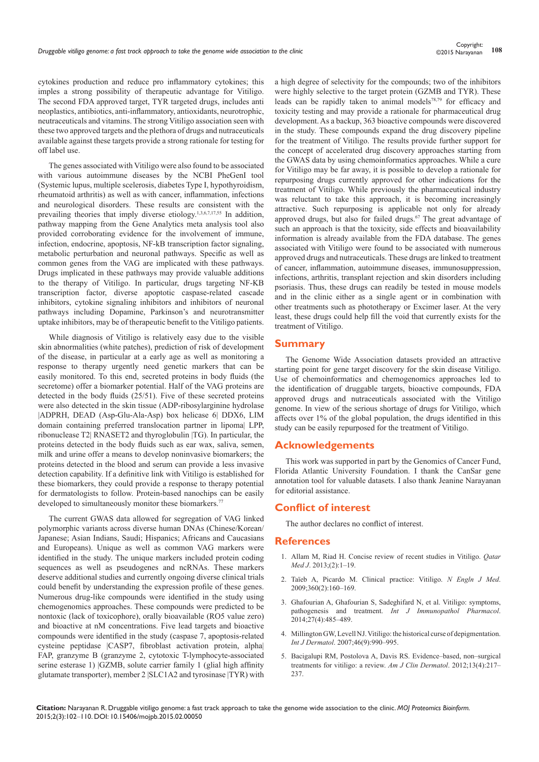cytokines production and reduce pro inflammatory cytokines; this imples a strong possibility of therapeutic advantage for Vitiligo. The second FDA approved target, TYR targeted drugs, includes anti neoplastics, antibiotics, anti-inflammatory, antioxidants, neurotrophic, neutraceuticals and vitamins. The strong Vitiligo association seen with these two approved targets and the plethora of drugs and nutraceuticals available against these targets provide a strong rationale for testing for off label use.

The genes associated with Vitiligo were also found to be associated with various autoimmune diseases by the NCBI PheGenI tool (Systemic lupus, multiple sclerosis, diabetes Type I, hypothyroidism, rheumatoid arthritis) as well as with cancer, inflammation, infections and neurological disorders. These results are consistent with the prevailing theories that imply diverse etiology.[1,3,6,7,17,55] In addition, pathway mapping from the Gene Analytics meta analysis tool also provided corroborating evidence for the involvement of immune, infection, endocrine, apoptosis, NF-kB transcription factor signaling, metabolic perturbation and neuronal pathways. Specific as well as common genes from the VAG are implicated with these pathways. Drugs implicated in these pathways may provide valuable additions to the therapy of Vitiligo. In particular, drugs targeting NF-KB transcription factor, diverse apoptotic caspase-related cascade inhibitors, cytokine signaling inhibitors and inhibitors of neuronal pathways including Dopamine, Parkinson's and neurotransmitter uptake inhibitors, may be of therapeutic benefit to the Vitiligo patients.

While diagnosis of Vitiligo is relatively easy due to the visible skin abnormalities (white patches), prediction of risk of development of the disease, in particular at a early age as well as monitoring a response to therapy urgently need genetic markers that can be easily monitored. To this end, secreted proteins in body fluids (the secretome) offer a biomarker potential. Half of the VAG proteins are detected in the body fluids (25/51). Five of these secreted proteins were also detected in the skin tissue (ADP-ribosylarginine hydrolase |ADPRH, DEAD (Asp-Glu-Ala-Asp) box helicase 6| DDX6, LIM domain containing preferred translocation partner in lipoma| LPP, ribonuclease T2| RNASET2 and thyroglobulin |TG). In particular, the proteins detected in the body fluids such as ear wax, saliva, semen, milk and urine offer a means to develop noninvasive biomarkers; the proteins detected in the blood and serum can provide a less invasive detection capability. If a definitive link with Vitiligo is established for these biomarkers, they could provide a response to therapy potential for dermatologists to follow. Protein-based nanochips can be easily developed to simultaneously monitor these biomarkers.[77]

The current GWAS data allowed for segregation of VAG linked polymorphic variants across diverse human DNAs (Chinese/Korean/Japanese; Asian Indians, Saudi; Hispanics; Africans and Caucasians and Europeans). Unique as well as common VAG markers were identified in the study. The unique markers included protein coding sequences as well as pseudogenes and ncRNAs. These markers deserve additional studies and currently ongoing diverse clinical trials could benefit by understanding the expression profile of these genes. Numerous drug-like compounds were identified in the study using chemogenomics approaches. These compounds were predicted to be nontoxic (lack of toxicophore), orally bioavailable (RO5 value zero) and bioactive at nM concentrations. Five lead targets and bioactive compounds were identified in the study (caspase 7, apoptosis-related cysteine peptidase |CASP7, fibroblast activation protein, alpha| FAP, granzyme B (granzyme 2, cytotoxic T-lymphocyte-associated serine esterase 1) |GZMB, solute carrier family 1 (glial high affinity glutamate transporter), member 2 |SLC1A2 and tyrosinase |TYR) with a high degree of selectivity for the compounds; two of the inhibitors were highly selective to the target protein (GZMB and TYR). These leads can be rapidly taken to animal models[78,79] for efficacy and toxicity testing and may provide a rationale for pharmaceutical drug development. As a backup, 363 bioactive compounds were discovered in the study. These compounds expand the drug discovery pipeline for the treatment of Vitiligo. The results provide further support for the concept of accelerated drug discovery approaches starting from the GWAS data by using chemoinformatics approaches. While a cure for Vitiligo may be far away, it is possible to develop a rationale for repurposing drugs currently approved for other indications for the treatment of Vitiligo. While previously the pharmaceutical industry was reluctant to take this approach, it is becoming increasingly attractive. Such repurposing is applicable not only for already approved drugs, but also for failed drugs.[67] The great advantage of such an approach is that the toxicity, side effects and bioavailability information is already available from the FDA database. The genes associated with Vitiligo were found to be associated with numerous approved drugs and nutraceuticals. These drugs are linked to treatment of cancer, inflammation, autoimmune diseases, immunosuppression, infections, arthritis, transplant rejection and skin disorders including psoriasis. Thus, these drugs can readily be tested in mouse models and in the clinic either as a single agent or in combination with other treatments such as phototherapy or Excimer laser. At the very least, these drugs could help fill the void that currently exists for the treatment of Vitiligo.

## Summary

The Genome Wide Association datasets provided an attractive starting point for gene target discovery for the skin disease Vitiligo. Use of chemoinformatics and chemogenomics approaches led to the identification of druggable targets, bioactive compounds, FDA approved drugs and nutraceuticals associated with the Vitiligo genome. In view of the serious shortage of drugs for Vitiligo, which affects over 1% of the global population, the drugs identified in this study can be easily repurposed for the treatment of Vitiligo.

## Acknowledgements

This work was supported in part by the Genomics of Cancer Fund, Florida Atlantic University Foundation. I thank the CanSar gene annotation tool for valuable datasets. I also thank Jeanine Narayanan for editorial assistance.

## Conflict of interest

The author declares no conflict of interest.

## References

1. Allam M, Riad H. Concise review of recent studies in Vitiligo. *Qatar Med J*. 2013;(2):1–19.
2. Taïeb A, Picardo M. Clinical practice: Vitiligo. *N Engln J Med*. 2009;360(2):160–169.
3. Ghafourian A, Ghafourian S, Sadeghifard N, et al. Vitiligo: symptoms, pathogenesis and treatment. *Int J Immunopathol Pharmacol*. 2014;27(4):485–489.
4. Millington GW, Levell NJ. Vitiligo: the historical curse of depigmentation. *Int J Dermatol*. 2007;46(9):990–995.
5. Bacigalupi RM, Postolova A, Davis RS. Evidence–based, non–surgical treatments for vitiligo: a review. *Am J Clin Dermatol*. 2012;13(4):217–237.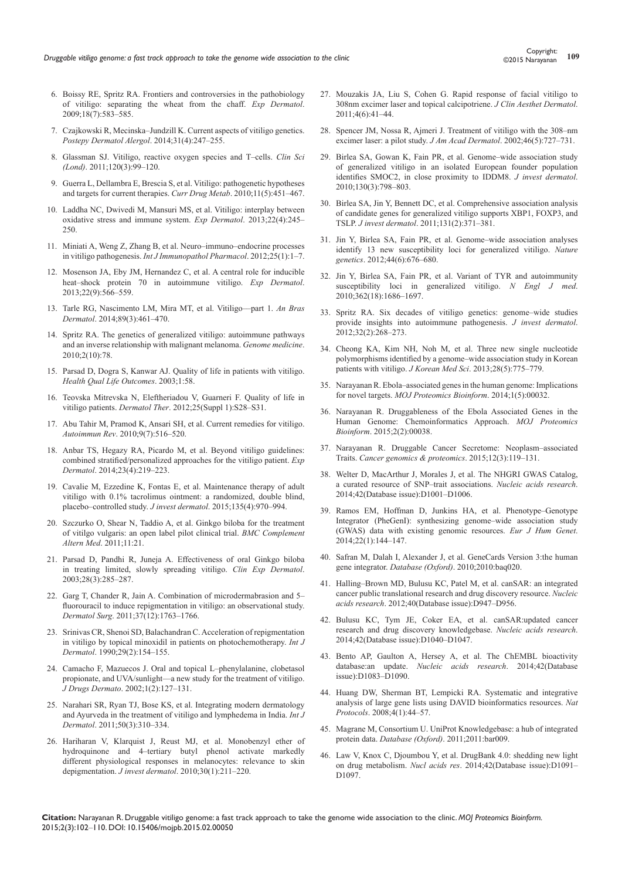6. Boissy RE, Spritz RA. Frontiers and controversies in the pathobiology of vitiligo: separating the wheat from the chaff. *Exp Dermatol*. 2009;18(7):583–585.
7. Czajkowski R, Mecinska–Jundzill K. Current aspects of vitiligo genetics. *Postepy Dermatol Alergol*. 2014;31(4):247–255.
8. Glassman SJ. Vitiligo, reactive oxygen species and T–cells. *Clin Sci (Lond)*. 2011;120(3):99–120.
9. Guerra L, Dellambra E, Brescia S, et al. Vitiligo: pathogenetic hypotheses and targets for current therapies. *Curr Drug Metab*. 2010;11(5):451–467.
10. Laddha NC, Dwivedi M, Mansuri MS, et al. Vitiligo: interplay between oxidative stress and immune system. *Exp Dermatol*. 2013;22(4):245–250.
11. Miniati A, Weng Z, Zhang B, et al. Neuro–immuno–endocrine processes in vitiligo pathogenesis. *Int J Immunopathol Pharmacol*. 2012;25(1):1–7.
12. Mosenson JA, Eby JM, Hernandez C, et al. A central role for inducible heat–shock protein 70 in autoimmune vitiligo. *Exp Dermatol*. 2013;22(9):566–559.
13. Tarle RG, Nascimento LM, Mira MT, et al. Vitiligo—part 1. *An Bras Dermatol*. 2014;89(3):461–470.
14. Spritz RA. The genetics of generalized vitiligo: autoimmune pathways and an inverse relationship with malignant melanoma. *Genome medicine*. 2010;2(10):78.
15. Parsad D, Dogra S, Kanwar AJ. Quality of life in patients with vitiligo. *Health Qual Life Outcomes*. 2003;1:58.
16. Teovska Mitrevska N, Eleftheriadou V, Guarneri F. Quality of life in vitiligo patients. *Dermatol Ther*. 2012;25(Suppl 1):S28–S31.
17. Abu Tahir M, Pramod K, Ansari SH, et al. Current remedies for vitiligo. *Autoimmun Rev*. 2010;9(7):516–520.
18. Anbar TS, Hegazy RA, Picardo M, et al. Beyond vitiligo guidelines: combined stratified/personalized approaches for the vitiligo patient. *Exp Dermatol*. 2014;23(4):219–223.
19. Cavalie M, Ezzedine K, Fontas E, et al. Maintenance therapy of adult vitiligo with 0.1% tacrolimus ointment: a randomized, double blind, placebo–controlled study. *J invest dermatol*. 2015;135(4):970–994.
20. Szczurko O, Shear N, Taddio A, et al. Ginkgo biloba for the treatment of vitilgo vulgaris: an open label pilot clinical trial. *BMC Complement Altern Med*. 2011;11:21.
21. Parsad D, Pandhi R, Juneja A. Effectiveness of oral Ginkgo biloba in treating limited, slowly spreading vitiligo. *Clin Exp Dermatol*. 2003;28(3):285–287.
22. Garg T, Chander R, Jain A. Combination of microdermabrasion and 5–fluorouracil to induce repigmentation in vitiligo: an observational study. *Dermatol Surg*. 2011;37(12):1763–1766.
23. Srinivas CR, Shenoi SD, Balachandran C. Acceleration of repigmentation in vitiligo by topical minoxidil in patients on photochemotherapy. *Int J Dermatol*. 1990;29(2):154–155.
24. Camacho F, Mazuecos J. Oral and topical L–phenylalanine, clobetasol propionate, and UVA/sunlight—a new study for the treatment of vitiligo. *J Drugs Dermato*. 2002;1(2):127–131.
25. Narahari SR, Ryan TJ, Bose KS, et al. Integrating modern dermatology and Ayurveda in the treatment of vitiligo and lymphedema in India. *Int J Dermatol*. 2011;50(3):310–334.
26. Hariharan V, Klarquist J, Reust MJ, et al. Monobenzyl ether of hydroquinone and 4–tertiary butyl phenol activate markedly different physiological responses in melanocytes: relevance to skin depigmentation. *J invest dermatol*. 2010;30(1):211–220.
27. Mouzakis JA, Liu S, Cohen G. Rapid response of facial vitiligo to 308nm excimer laser and topical calcipotriene. *J Clin Aesthet Dermatol*. 2011;4(6):41–44.
28. Spencer JM, Nossa R, Ajmeri J. Treatment of vitiligo with the 308–nm excimer laser: a pilot study. *J Am Acad Dermatol*. 2002;46(5):727–731.
29. Birlea SA, Gowan K, Fain PR, et al. Genome–wide association study of generalized vitiligo in an isolated European founder population identifies SMOC2, in close proximity to IDDM8. *J invest dermatol*. 2010;130(3):798–803.
30. Birlea SA, Jin Y, Bennett DC, et al. Comprehensive association analysis of candidate genes for generalized vitiligo supports XBP1, FOXP3, and TSLP. *J invest dermatol*. 2011;131(2):371–381.
31. Jin Y, Birlea SA, Fain PR, et al. Genome–wide association analyses identify 13 new susceptibility loci for generalized vitiligo. *Nature genetics*. 2012;44(6):676–680.
32. Jin Y, Birlea SA, Fain PR, et al. Variant of TYR and autoimmunity susceptibility loci in generalized vitiligo. *N Engl J med*. 2010;362(18):1686–1697.
33. Spritz RA. Six decades of vitiligo genetics: genome–wide studies provide insights into autoimmune pathogenesis. *J invest dermatol*. 2012;32(2):268–273.
34. Cheong KA, Kim NH, Noh M, et al. Three new single nucleotide polymorphisms identified by a genome–wide association study in Korean patients with vitiligo. *J Korean Med Sci*. 2013;28(5):775–779.
35. Narayanan R. Ebola–associated genes in the human genome: Implications for novel targets. *MOJ Proteomics Bioinform*. 2014;1(5):00032.
36. Narayanan R. Druggableness of the Ebola Associated Genes in the Human Genome: Chemoinformatics Approach. *MOJ Proteomics Bioinform*. 2015;2(2):00038.
37. Narayanan R. Druggable Cancer Secretome: Neoplasm–associated Traits. *Cancer genomics & proteomics*. 2015;12(3):119–131.
38. Welter D, MacArthur J, Morales J, et al. The NHGRI GWAS Catalog, a curated resource of SNP–trait associations. *Nucleic acids research*. 2014;42(Database issue):D1001–D1006.
39. Ramos EM, Hoffman D, Junkins HA, et al. Phenotype–Genotype Integrator (PheGenI): synthesizing genome–wide association study (GWAS) data with existing genomic resources. *Eur J Hum Genet*. 2014;22(1):144–147.
40. Safran M, Dalah I, Alexander J, et al. GeneCards Version 3:the human gene integrator. *Database (Oxford)*. 2010;2010:baq020.
41. Halling–Brown MD, Bulusu KC, Patel M, et al. canSAR: an integrated cancer public translational research and drug discovery resource. *Nucleic acids research*. 2012;40(Database issue):D947–D956.
42. Bulusu KC, Tym JE, Coker EA, et al. canSAR:updated cancer research and drug discovery knowledgebase. *Nucleic acids research*. 2014;42(Database issue):D1040–D1047.
43. Bento AP, Gaulton A, Hersey A, et al. The ChEMBL bioactivity database:an update. *Nucleic acids research*. 2014;42(Database issue):D1083–D1090.
44. Huang DW, Sherman BT, Lempicki RA. Systematic and integrative analysis of large gene lists using DAVID bioinformatics resources. *Nat Protocols*. 2008;4(1):44–57.
45. Magrane M, Consortium U. UniProt Knowledgebase: a hub of integrated protein data. *Database (Oxford)*. 2011;2011:bar009.
46. Law V, Knox C, Djoumbou Y, et al. DrugBank 4.0: shedding new light on drug metabolism. *Nucl acids res*. 2014;42(Database issue):D1091–D1097.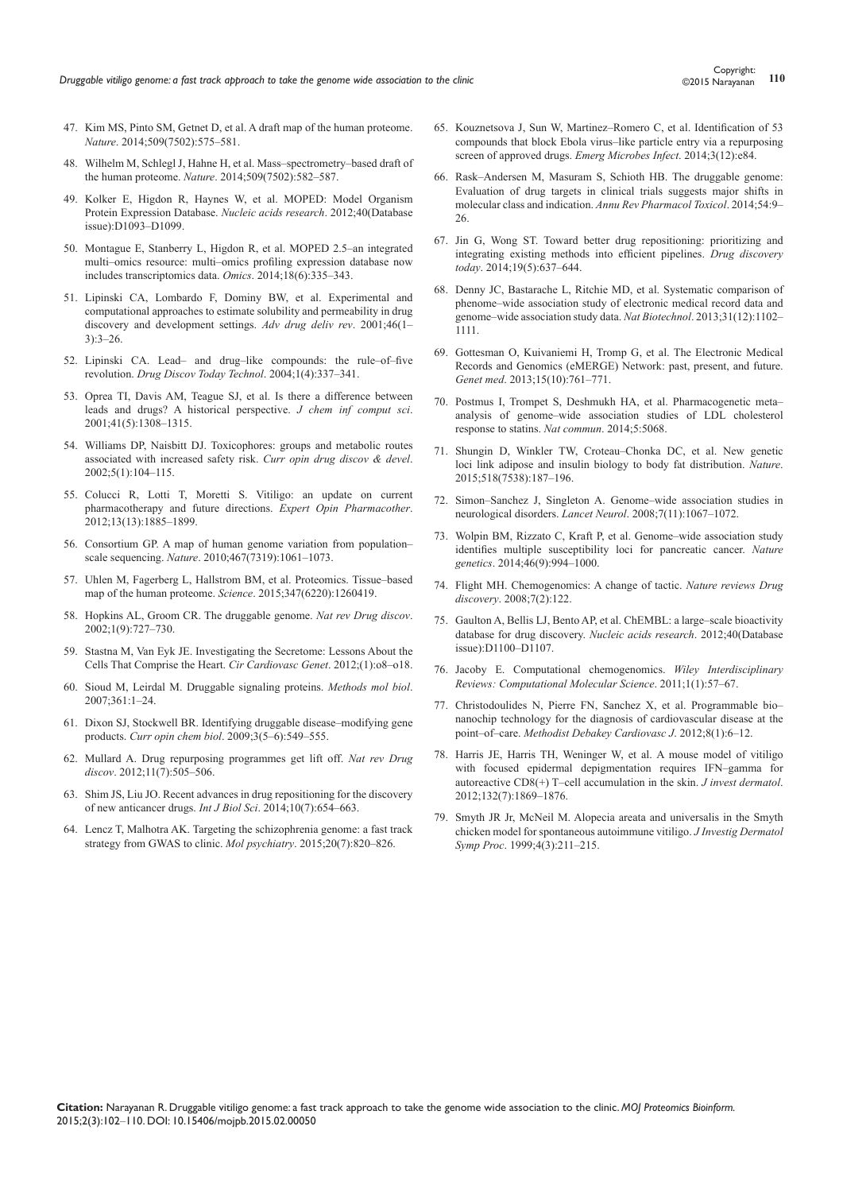47. Kim MS, Pinto SM, Getnet D, et al. A draft map of the human proteome. *Nature*. 2014;509(7502):575–581.

48. Wilhelm M, Schlegl J, Hahne H, et al. Mass–spectrometry–based draft of the human proteome. *Nature*. 2014;509(7502):582–587.

49. Kolker E, Higdon R, Haynes W, et al. MOPED: Model Organism Protein Expression Database. *Nucleic acids research*. 2012;40(Database issue):D1093–D1099.

50. Montague E, Stanberry L, Higdon R, et al. MOPED 2.5–an integrated multi–omics resource: multi–omics profiling expression database now includes transcriptomics data. *Omics*. 2014;18(6):335–343.

51. Lipinski CA, Lombardo F, Dominy BW, et al. Experimental and computational approaches to estimate solubility and permeability in drug discovery and development settings. *Adv drug deliv rev*. 2001;46(1–3):3–26.

52. Lipinski CA. Lead– and drug–like compounds: the rule–of–five revolution. *Drug Discov Today Technol*. 2004;1(4):337–341.

53. Oprea TI, Davis AM, Teague SJ, et al. Is there a difference between leads and drugs? A historical perspective. *J chem inf comput sci*. 2001;41(5):1308–1315.

54. Williams DP, Naisbitt DJ. Toxicophores: groups and metabolic routes associated with increased safety risk. *Curr opin drug discov & devel*. 2002;5(1):104–115.

55. Colucci R, Lotti T, Moretti S. Vitiligo: an update on current pharmacotherapy and future directions. *Expert Opin Pharmacother*. 2012;13(13):1885–1899.

56. Consortium GP. A map of human genome variation from population–scale sequencing. *Nature*. 2010;467(7319):1061–1073.

57. Uhlen M, Fagerberg L, Hallstrom BM, et al. Proteomics. Tissue–based map of the human proteome. *Science*. 2015;347(6220):1260419.

58. Hopkins AL, Groom CR. The druggable genome. *Nat rev Drug discov*. 2002;1(9):727–730.

59. Stastna M, Van Eyk JE. Investigating the Secretome: Lessons About the Cells That Comprise the Heart. *Cir Cardiovasc Genet*. 2012;(1):o8–o18.

60. Sioud M, Leirdal M. Druggable signaling proteins. *Methods mol biol*. 2007;361:1–24.

61. Dixon SJ, Stockwell BR. Identifying druggable disease–modifying gene products. *Curr opin chem biol*. 2009;3(5–6):549–555.

62. Mullard A. Drug repurposing programmes get lift off. *Nat rev Drug discov*. 2012;11(7):505–506.

63. Shim JS, Liu JO. Recent advances in drug repositioning for the discovery of new anticancer drugs. *Int J Biol Sci*. 2014;10(7):654–663.

64. Lencz T, Malhotra AK. Targeting the schizophrenia genome: a fast track strategy from GWAS to clinic. *Mol psychiatry*. 2015;20(7):820–826.

65. Kouznetsova J, Sun W, Martinez–Romero C, et al. Identification of 53 compounds that block Ebola virus–like particle entry via a repurposing screen of approved drugs. *Emerg Microbes Infect*. 2014;3(12):e84.

66. Rask–Andersen M, Masuram S, Schioth HB. The druggable genome: Evaluation of drug targets in clinical trials suggests major shifts in molecular class and indication. *Annu Rev Pharmacol Toxicol*. 2014;54:9–26.

67. Jin G, Wong ST. Toward better drug repositioning: prioritizing and integrating existing methods into efficient pipelines. *Drug discovery today*. 2014;19(5):637–644.

68. Denny JC, Bastarache L, Ritchie MD, et al. Systematic comparison of phenome–wide association study of electronic medical record data and genome–wide association study data. *Nat Biotechnol*. 2013;31(12):1102–1111.

69. Gottesman O, Kuivaniemi H, Tromp G, et al. The Electronic Medical Records and Genomics (eMERGE) Network: past, present, and future. *Genet med*. 2013;15(10):761–771.

70. Postmus I, Trompet S, Deshmukh HA, et al. Pharmacogenetic meta–analysis of genome–wide association studies of LDL cholesterol response to statins. *Nat commun*. 2014;5:5068.

71. Shungin D, Winkler TW, Croteau–Chonka DC, et al. New genetic loci link adipose and insulin biology to body fat distribution. *Nature*. 2015;518(7538):187–196.

72. Simon–Sanchez J, Singleton A. Genome–wide association studies in neurological disorders. *Lancet Neurol*. 2008;7(11):1067–1072.

73. Wolpin BM, Rizzato C, Kraft P, et al. Genome–wide association study identifies multiple susceptibility loci for pancreatic cancer. *Nature genetics*. 2014;46(9):994–1000.

74. Flight MH. Chemogenomics: A change of tactic. *Nature reviews Drug discovery*. 2008;7(2):122.

75. Gaulton A, Bellis LJ, Bento AP, et al. ChEMBL: a large–scale bioactivity database for drug discovery. *Nucleic acids research*. 2012;40(Database issue):D1100–D1107.

76. Jacoby E. Computational chemogenomics. *Wiley Interdisciplinary Reviews: Computational Molecular Science*. 2011;1(1):57–67.

77. Christodoulides N, Pierre FN, Sanchez X, et al. Programmable bio–nanochip technology for the diagnosis of cardiovascular disease at the point–of–care. *Methodist Debakey Cardiovasc J*. 2012;8(1):6–12.

78. Harris JE, Harris TH, Weninger W, et al. A mouse model of vitiligo with focused epidermal depigmentation requires IFN–gamma for autoreactive CD8(+) T–cell accumulation in the skin. *J invest dermatol*. 2012;132(7):1869–1876.

79. Smyth JR Jr, McNeil M. Alopecia areata and universalis in the Smyth chicken model for spontaneous autoimmune vitiligo. *J Investig Dermatol Symp Proc*. 1999;4(3):211–215.